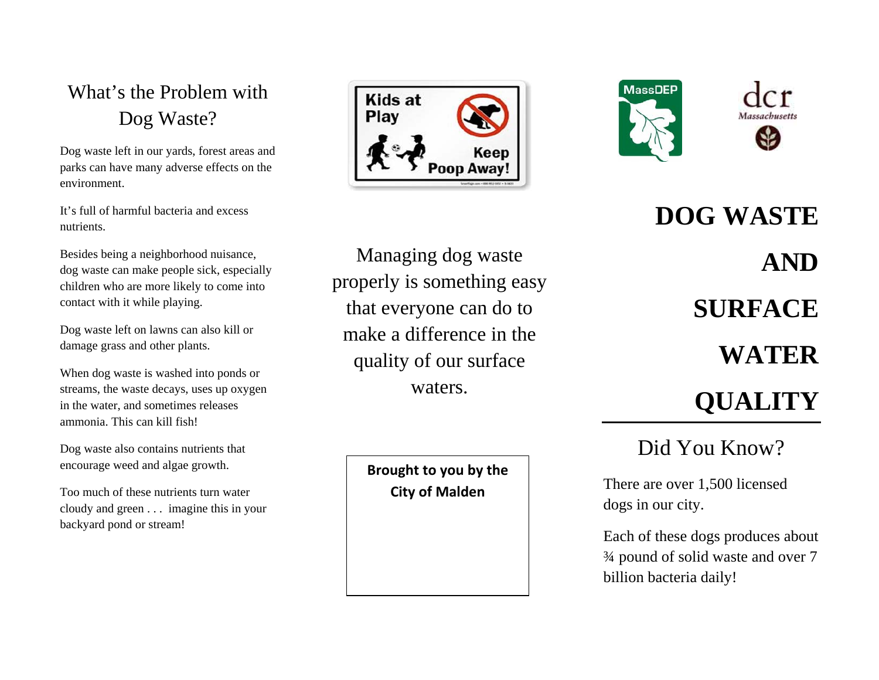## What's the Problem with Dog Waste?

Dog waste left in our yards, forest areas and parks can have many adverse effects on the environment.

It's full of harmful bacteria and excess nutrients.

Besides being a neighborhood nuisance, dog waste can make people sick, especially children who are more likely to come into contact with it while playing.

Dog waste left on lawns can also kill or damage grass and other plants.

When dog waste is washed into ponds or streams, the waste decays, uses up oxygen in the water, and sometimes releases ammonia. This can kill fish!

Dog waste also contains nutrients that encourage weed and algae growth.

Too much of these nutrients turn water cloudy and green . . . imagine this in your backyard pond or stream!

Managing dog waste properly is something easy that everyone can do to make a difference in the quality of our surface waters.

**Brought to you by the City of Malden**

# DOG WASTE AND SURFACE WATER QUALITY

## Did You Know?

There are over 1,500 licensed dogs in our city.

Each of these dogs produces about ¾ pound of solid waste and over 7 billion bacteria daily!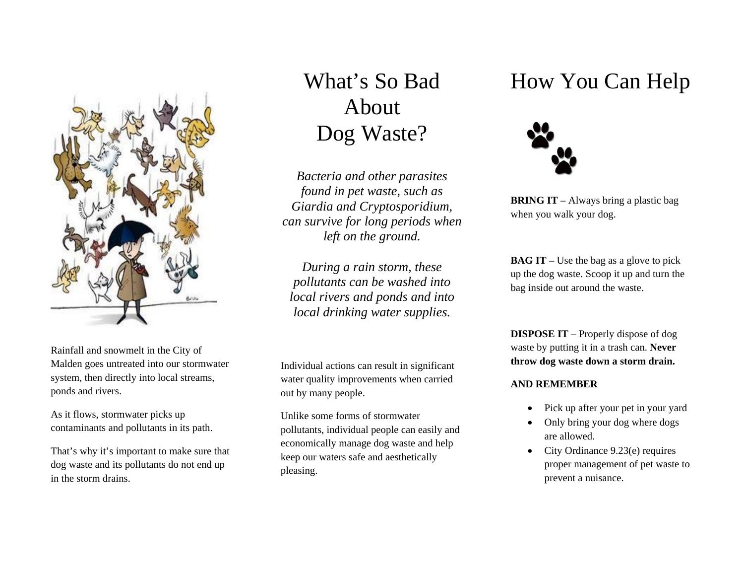Rainfall and snowmelt in the City of Malden goes untreated into our stormwater system, then directly into local streams, ponds and rivers.

As it flows, stormwater picks up contaminants and pollutants in its path.

That's why it's important to make sure that dog waste and its pollutants do not end up in the storm drains.

# What's So Bad About Dog Waste?

*Bacteria and other parasites found in pet waste, such as Giardia and Cryptosporidium, can survive for long periods when left on the ground.*

*During a rain storm, these pollutants can be washed into local rivers and ponds and into local drinking water supplies.*

Individual actions can result in significant water quality improvements when carried out by many people.

Unlike some forms of stormwater pollutants, individual people can easily and economically manage dog waste and help keep our waters safe and aesthetically pleasing.

# How You Can Help

**BRING IT** – Always bring a plastic bag when you walk your dog.

**BAG IT** – Use the bag as a glove to pick up the dog waste. Scoop it up and turn the bag inside out around the waste.

**DISPOSE IT** – Properly dispose of dog waste by putting it in a trash can. **Never throw dog waste down a storm drain.**

**AND REMEMBER**

- Pick up after your pet in your yard
- Only bring your dog where dogs are allowed.
- City Ordinance 9.23(e) requires proper management of pet waste to prevent a nuisance.